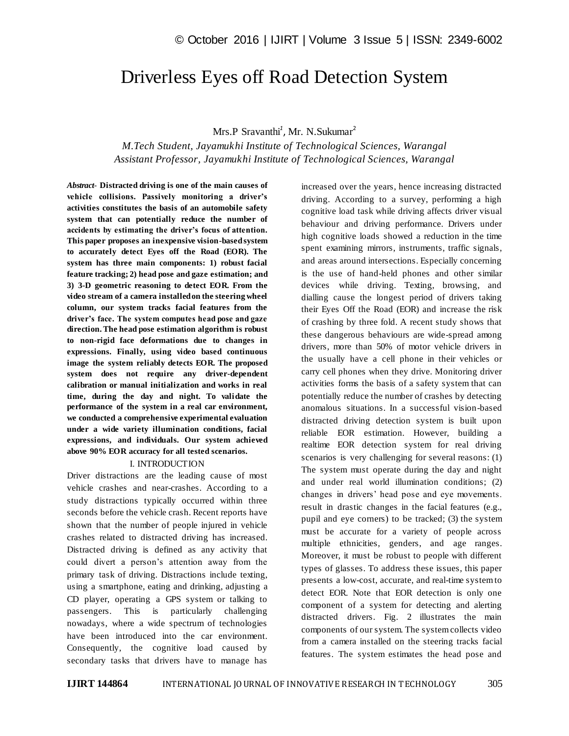# Driverless Eyes off Road Detection System

Mrs.P Sravanthi[1], Mr. N.Sukumar[2]

*M.Tech Student, Jayamukhi Institute of Technological Sciences, Warangal*
*Assistant Professor, Jayamukhi Institute of Technological Sciences, Warangal*

***Abstract*- Distracted driving is one of the main causes of vehicle collisions. Passively monitoring a driver's activities constitutes the basis of an automobile safety system that can potentially reduce the number of accidents by estimating the driver's focus of attention. This paper proposes an inexpensive vision-based system to accurately detect Eyes off the Road (EOR). The system has three main components: 1) robust facial feature tracking; 2) head pose and gaze estimation; and 3) 3-D geometric reasoning to detect EOR. From the video stream of a camera installed on the steering wheel column, our system tracks facial features from the driver's face. The system computes head pose and gaze direction. The head pose estimation algorithm is robust to non-rigid face deformations due to changes in expressions. Finally, using video based continuous image the system reliably detects EOR. The proposed system does not require any driver-dependent calibration or manual initialization and works in real time, during the day and night. To validate the performance of the system in a real car environment, we conducted a comprehensive experimental evaluation under a wide variety illumination conditions, facial expressions, and individuals. Our system achieved above 90% EOR accuracy for all tested scenarios.**

## I. INTRODUCTION

Driver distractions are the leading cause of most vehicle crashes and near-crashes. According to a study distractions typically occurred within three seconds before the vehicle crash. Recent reports have shown that the number of people injured in vehicle crashes related to distracted driving has increased. Distracted driving is defined as any activity that could divert a person's attention away from the primary task of driving. Distractions include texting, using a smartphone, eating and drinking, adjusting a CD player, operating a GPS system or talking to passengers. This is particularly challenging nowadays, where a wide spectrum of technologies have been introduced into the car environment. Consequently, the cognitive load caused by secondary tasks that drivers have to manage has increased over the years, hence increasing distracted driving. According to a survey, performing a high cognitive load task while driving affects driver visual behaviour and driving performance. Drivers under high cognitive loads showed a reduction in the time spent examining mirrors, instruments, traffic signals, and areas around intersections. Especially concerning is the use of hand-held phones and other similar devices while driving. Texting, browsing, and dialling cause the longest period of drivers taking their Eyes Off the Road (EOR) and increase the risk of crashing by three fold. A recent study shows that these dangerous behaviours are wide-spread among drivers, more than 50% of motor vehicle drivers in the usually have a cell phone in their vehicles or carry cell phones when they drive. Monitoring driver activities forms the basis of a safety system that can potentially reduce the number of crashes by detecting anomalous situations. In a successful vision-based distracted driving detection system is built upon reliable EOR estimation. However, building a realtime EOR detection system for real driving scenarios is very challenging for several reasons: (1) The system must operate during the day and night and under real world illumination conditions; (2) changes in drivers' head pose and eye movements. result in drastic changes in the facial features (e.g., pupil and eye corners) to be tracked; (3) the system must be accurate for a variety of people across multiple ethnicities, genders, and age ranges. Moreover, it must be robust to people with different types of glasses. To address these issues, this paper presents a low-cost, accurate, and real-time system to detect EOR. Note that EOR detection is only one component of a system for detecting and alerting distracted drivers. Fig. 2 illustrates the main components of our system. The system collects video from a camera installed on the steering tracks facial features. The system estimates the head pose and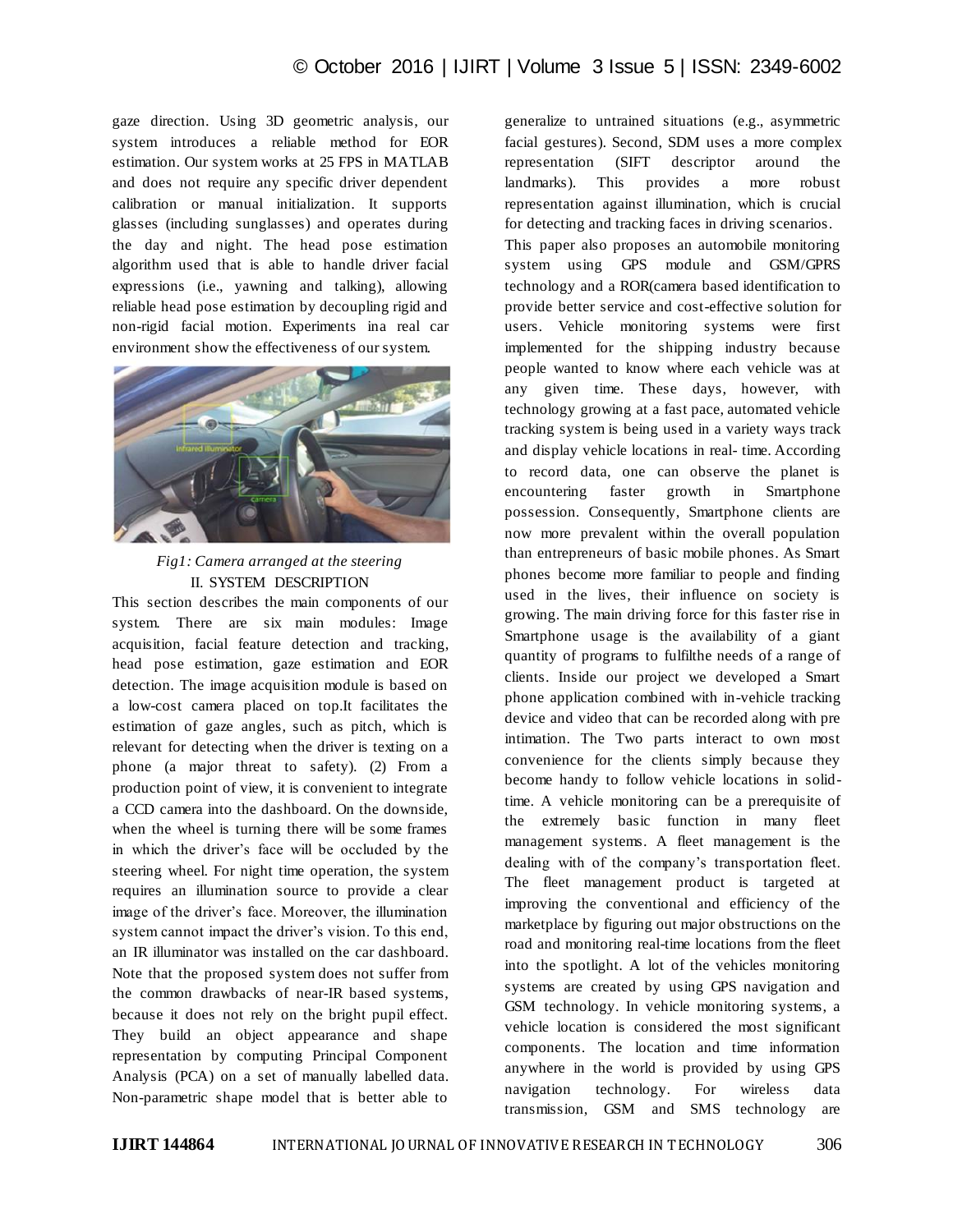gaze direction. Using 3D geometric analysis, our system introduces a reliable method for EOR estimation. Our system works at 25 FPS in MATLAB and does not require any specific driver dependent calibration or manual initialization. It supports glasses (including sunglasses) and operates during the day and night. The head pose estimation algorithm used that is able to handle driver facial expressions (i.e., yawning and talking), allowing reliable head pose estimation by decoupling rigid and non-rigid facial motion. Experiments ina real car environment show the effectiveness of our system.

*Fig1: Camera arranged at the steering*

## II. SYSTEM DESCRIPTION

This section describes the main components of our system. There are six main modules: Image acquisition, facial feature detection and tracking, head pose estimation, gaze estimation and EOR detection. The image acquisition module is based on a low-cost camera placed on top.It facilitates the estimation of gaze angles, such as pitch, which is relevant for detecting when the driver is texting on a phone (a major threat to safety). (2) From a production point of view, it is convenient to integrate a CCD camera into the dashboard. On the downside, when the wheel is turning there will be some frames in which the driver's face will be occluded by the steering wheel. For night time operation, the system requires an illumination source to provide a clear image of the driver's face. Moreover, the illumination system cannot impact the driver's vision. To this end, an IR illuminator was installed on the car dashboard. Note that the proposed system does not suffer from the common drawbacks of near-IR based systems, because it does not rely on the bright pupil effect. They build an object appearance and shape representation by computing Principal Component Analysis (PCA) on a set of manually labelled data. Non-parametric shape model that is better able to generalize to untrained situations (e.g., asymmetric facial gestures). Second, SDM uses a more complex representation (SIFT descriptor around the landmarks). This provides a more robust representation against illumination, which is crucial for detecting and tracking faces in driving scenarios.

This paper also proposes an automobile monitoring system using GPS module and GSM/GPRS technology and a ROR(camera based identification to provide better service and cost-effective solution for users. Vehicle monitoring systems were first implemented for the shipping industry because people wanted to know where each vehicle was at any given time. These days, however, with technology growing at a fast pace, automated vehicle tracking system is being used in a variety ways track and display vehicle locations in real- time. According to record data, one can observe the planet is encountering faster growth in Smartphone possession. Consequently, Smartphone clients are now more prevalent within the overall population than entrepreneurs of basic mobile phones. As Smart phones become more familiar to people and finding used in the lives, their influence on society is growing. The main driving force for this faster rise in Smartphone usage is the availability of a giant quantity of programs to fulfilthe needs of a range of clients. Inside our project we developed a Smart phone application combined with in-vehicle tracking device and video that can be recorded along with pre intimation. The Two parts interact to own most convenience for the clients simply because they become handy to follow vehicle locations in solid-time. A vehicle monitoring can be a prerequisite of the extremely basic function in many fleet management systems. A fleet management is the dealing with of the company's transportation fleet. The fleet management product is targeted at improving the conventional and efficiency of the marketplace by figuring out major obstructions on the road and monitoring real-time locations from the fleet into the spotlight. A lot of the vehicles monitoring systems are created by using GPS navigation and GSM technology. In vehicle monitoring systems, a vehicle location is considered the most significant components. The location and time information anywhere in the world is provided by using GPS navigation technology. For wireless data transmission, GSM and SMS technology are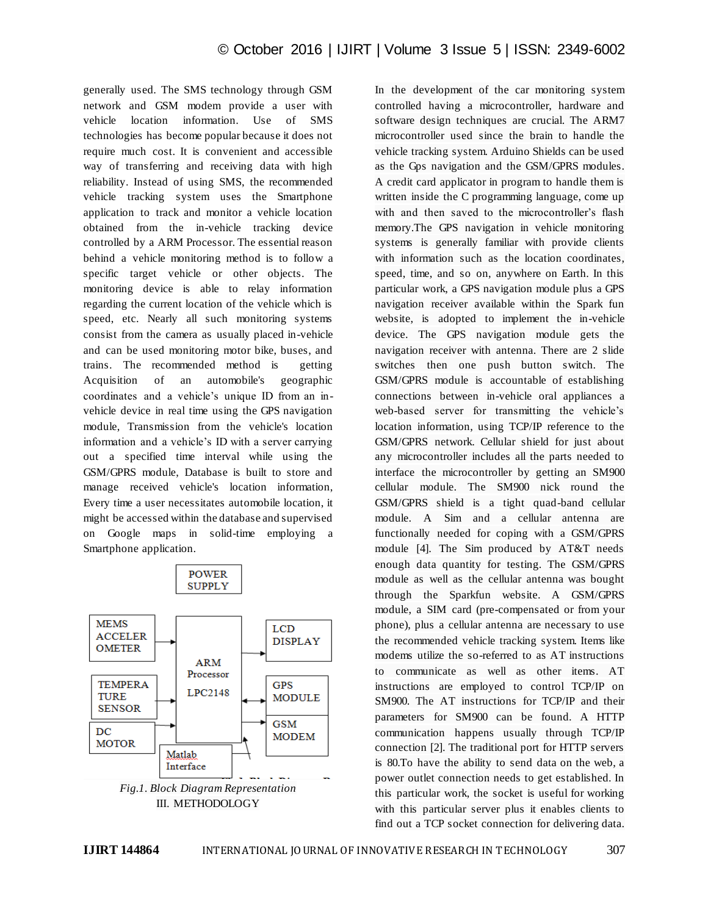generally used. The SMS technology through GSM network and GSM modem provide a user with vehicle location information. Use of SMS technologies has become popular because it does not require much cost. It is convenient and accessible way of transferring and receiving data with high reliability. Instead of using SMS, the recommended vehicle tracking system uses the Smartphone application to track and monitor a vehicle location obtained from the in-vehicle tracking device controlled by a ARM Processor. The essential reason behind a vehicle monitoring method is to follow a specific target vehicle or other objects. The monitoring device is able to relay information regarding the current location of the vehicle which is speed, etc. Nearly all such monitoring systems consist from the camera as usually placed in-vehicle and can be used monitoring motor bike, buses, and trains. The recommended method is getting Acquisition of an automobile's geographic coordinates and a vehicle's unique ID from an in-vehicle device in real time using the GPS navigation module, Transmission from the vehicle's location information and a vehicle's ID with a server carrying out a specified time interval while using the GSM/GPRS module, Database is built to store and manage received vehicle's location information, Every time a user necessitates automobile location, it might be accessed within the database and supervised on Google maps in solid-time employing a Smartphone application.

POWER SUPPLY

MEMS ACCELEROMETER | TEMPERATURE SENSOR | DC MOTOR | ARM Processor LPC2148 | LCD DISPLAY | GPS MODULE | GSM MODEM | Matlab Interface

*Fig.1. Block Diagram Representation*

## III. METHODOLOGY

In the development of the car monitoring system controlled having a microcontroller, hardware and software design techniques are crucial. The ARM7 microcontroller used since the brain to handle the vehicle tracking system. Arduino Shields can be used as the Gps navigation and the GSM/GPRS modules. A credit card applicator in program to handle them is written inside the C programming language, come up with and then saved to the microcontroller's flash memory.The GPS navigation in vehicle monitoring systems is generally familiar with provide clients with information such as the location coordinates, speed, time, and so on, anywhere on Earth. In this particular work, a GPS navigation module plus a GPS navigation receiver available within the Spark fun website, is adopted to implement the in-vehicle device. The GPS navigation module gets the navigation receiver with antenna. There are 2 slide switches then one push button switch. The GSM/GPRS module is accountable of establishing connections between in-vehicle oral appliances a web-based server for transmitting the vehicle's location information, using TCP/IP reference to the GSM/GPRS network. Cellular shield for just about any microcontroller includes all the parts needed to interface the microcontroller by getting an SM900 cellular module. The SM900 nick round the GSM/GPRS shield is a tight quad-band cellular module. A Sim and a cellular antenna are functionally needed for coping with a GSM/GPRS module [4]. The Sim produced by AT&T needs enough data quantity for testing. The GSM/GPRS module as well as the cellular antenna was bought through the Sparkfun website. A GSM/GPRS module, a SIM card (pre-compensated or from your phone), plus a cellular antenna are necessary to use the recommended vehicle tracking system. Items like modems utilize the so-referred to as AT instructions to communicate as well as other items. AT instructions are employed to control TCP/IP on SM900. The AT instructions for TCP/IP and their parameters for SM900 can be found. A HTTP communication happens usually through TCP/IP connection [2]. The traditional port for HTTP servers is 80.To have the ability to send data on the web, a power outlet connection needs to get established. In this particular work, the socket is useful for working with this particular server plus it enables clients to find out a TCP socket connection for delivering data.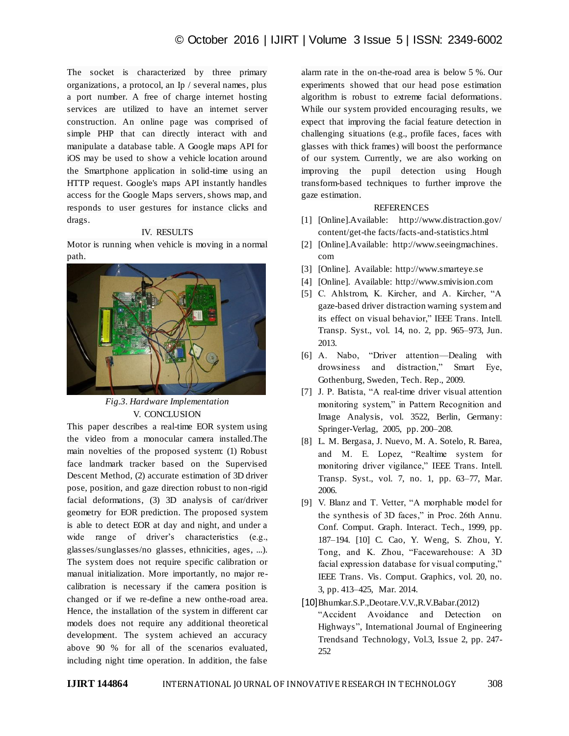The socket is characterized by three primary organizations, a protocol, an Ip / several names, plus a port number. A free of charge internet hosting services are utilized to have an internet server construction. An online page was comprised of simple PHP that can directly interact with and manipulate a database table. A Google maps API for iOS may be used to show a vehicle location around the Smartphone application in solid-time using an HTTP request. Google's maps API instantly handles access for the Google Maps servers, shows map, and responds to user gestures for instance clicks and drags.

## IV. RESULTS

Motor is running when vehicle is moving in a normal path.

*Fig.3. Hardware Implementation*

## V. CONCLUSION

This paper describes a real-time EOR system using the video from a monocular camera installed.The main novelties of the proposed system: (1) Robust face landmark tracker based on the Supervised Descent Method, (2) accurate estimation of 3D driver pose, position, and gaze direction robust to non-rigid facial deformations, (3) 3D analysis of car/driver geometry for EOR prediction. The proposed system is able to detect EOR at day and night, and under a wide range of driver's characteristics (e.g., glasses/sunglasses/no glasses, ethnicities, ages, ...). The system does not require specific calibration or manual initialization. More importantly, no major re-calibration is necessary if the camera position is changed or if we re-define a new onthe-road area. Hence, the installation of the system in different car models does not require any additional theoretical development. The system achieved an accuracy above 90 % for all of the scenarios evaluated, including night time operation. In addition, the false alarm rate in the on-the-road area is below 5 %. Our experiments showed that our head pose estimation algorithm is robust to extreme facial deformations. While our system provided encouraging results, we expect that improving the facial feature detection in challenging situations (e.g., profile faces, faces with glasses with thick frames) will boost the performance of our system. Currently, we are also working on improving the pupil detection using Hough transform-based techniques to further improve the gaze estimation.

## REFERENCES

[1] [Online].Available: http://www.distraction.gov/content/get-the facts/facts-and-statistics.html

[2] [Online].Available: http://www.seeingmachines.com

[3] [Online]. Available: http://www.smarteye.se

[4] [Online]. Available: http://www.smivision.com

[5] C. Ahlstrom, K. Kircher, and A. Kircher, "A gaze-based driver distraction warning system and its effect on visual behavior," IEEE Trans. Intell. Transp. Syst., vol. 14, no. 2, pp. 965–973, Jun. 2013.

[6] A. Nabo, "Driver attention—Dealing with drowsiness and distraction," Smart Eye, Gothenburg, Sweden, Tech. Rep., 2009.

[7] J. P. Batista, "A real-time driver visual attention monitoring system," in Pattern Recognition and Image Analysis, vol. 3522, Berlin, Germany: Springer-Verlag, 2005, pp. 200–208.

[8] L. M. Bergasa, J. Nuevo, M. A. Sotelo, R. Barea, and M. E. Lopez, "Realtime system for monitoring driver vigilance," IEEE Trans. Intell. Transp. Syst., vol. 7, no. 1, pp. 63–77, Mar. 2006.

[9] V. Blanz and T. Vetter, "A morphable model for the synthesis of 3D faces," in Proc. 26th Annu. Conf. Comput. Graph. Interact. Tech., 1999, pp. 187–194. [10] C. Cao, Y. Weng, S. Zhou, Y. Tong, and K. Zhou, "Facewarehouse: A 3D facial expression database for visual computing," IEEE Trans. Vis. Comput. Graphics, vol. 20, no. 3, pp. 413–425, Mar. 2014.

[10] Bhumkar.S.P.,Deotare.V.V.,R.V.Babar.(2012) "Accident Avoidance and Detection on Highways", International Journal of Engineering Trendsand Technology, Vol.3, Issue 2, pp. 247-252